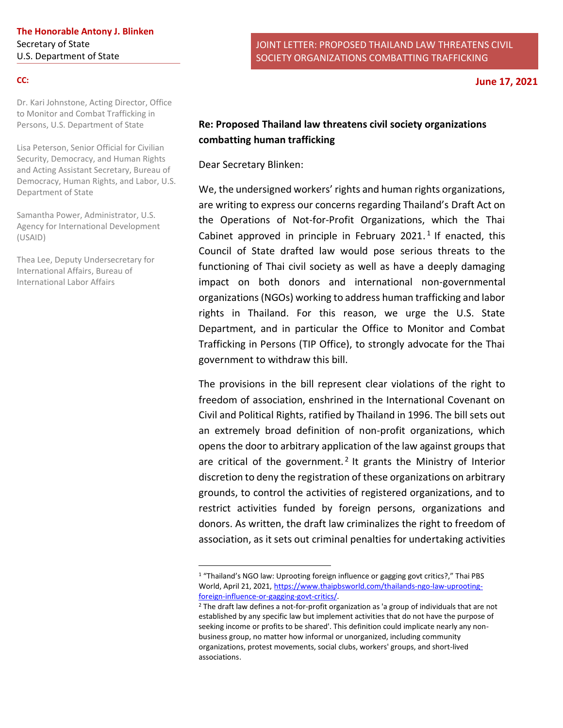**The Honorable Antony J. Blinken**
Secretary of State
U.S. Department of State

**CC:**

Dr. Kari Johnstone, Acting Director, Office to Monitor and Combat Trafficking in Persons, U.S. Department of State

Lisa Peterson, Senior Official for Civilian Security, Democracy, and Human Rights and Acting Assistant Secretary, Bureau of Democracy, Human Rights, and Labor, U.S. Department of State

Samantha Power, Administrator, U.S. Agency for International Development (USAID)

Thea Lee, Deputy Undersecretary for International Affairs, Bureau of International Labor Affairs

JOINT LETTER: PROPOSED THAILAND LAW THREATENS CIVIL SOCIETY ORGANIZATIONS COMBATTING TRAFFICKING

**June 17, 2021**

**Re: Proposed Thailand law threatens civil society organizations combatting human trafficking**

Dear Secretary Blinken:

We, the undersigned workers' rights and human rights organizations, are writing to express our concerns regarding Thailand's Draft Act on the Operations of Not-for-Profit Organizations, which the Thai Cabinet approved in principle in February 2021.[1] If enacted, this Council of State drafted law would pose serious threats to the functioning of Thai civil society as well as have a deeply damaging impact on both donors and international non-governmental organizations (NGOs) working to address human trafficking and labor rights in Thailand. For this reason, we urge the U.S. State Department, and in particular the Office to Monitor and Combat Trafficking in Persons (TIP Office), to strongly advocate for the Thai government to withdraw this bill.

The provisions in the bill represent clear violations of the right to freedom of association, enshrined in the International Covenant on Civil and Political Rights, ratified by Thailand in 1996. The bill sets out an extremely broad definition of non-profit organizations, which opens the door to arbitrary application of the law against groups that are critical of the government.[2] It grants the Ministry of Interior discretion to deny the registration of these organizations on arbitrary grounds, to control the activities of registered organizations, and to restrict activities funded by foreign persons, organizations and donors. As written, the draft law criminalizes the right to freedom of association, as it sets out criminal penalties for undertaking activities

---

[1] "Thailand's NGO law: Uprooting foreign influence or gagging govt critics?," Thai PBS World, April 21, 2021, https://www.thaipbsworld.com/thailands-ngo-law-uprooting-foreign-influence-or-gagging-govt-critics/.

[2] The draft law defines a not-for-profit organization as 'a group of individuals that are not established by any specific law but implement activities that do not have the purpose of seeking income or profits to be shared'. This definition could implicate nearly any non-business group, no matter how informal or unorganized, including community organizations, protest movements, social clubs, workers' groups, and short-lived associations.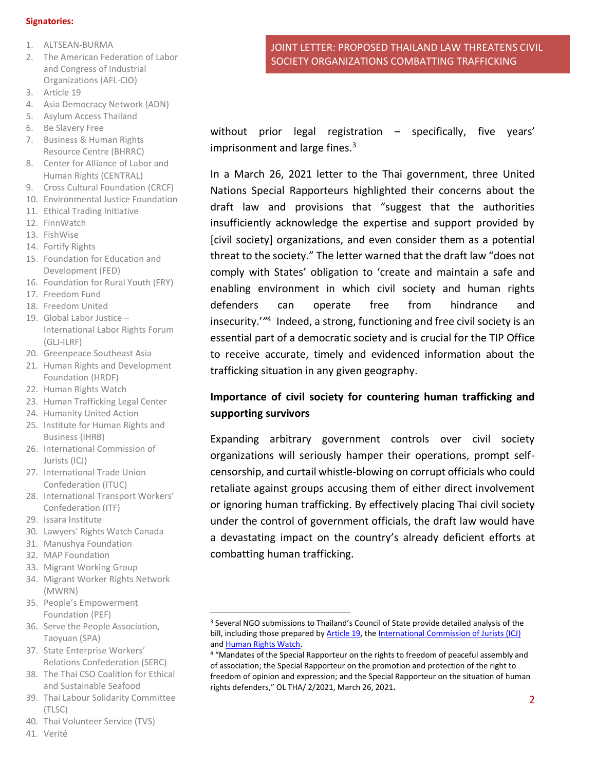**Signatories:**

1. ALTSEAN-BURMA
2. The American Federation of Labor and Congress of Industrial Organizations (AFL-CIO)
3. Article 19
4. Asia Democracy Network (ADN)
5. Asylum Access Thailand
6. Be Slavery Free
7. Business & Human Rights Resource Centre (BHRRC)
8. Center for Alliance of Labor and Human Rights (CENTRAL)
9. Cross Cultural Foundation (CRCF)
10. Environmental Justice Foundation
11. Ethical Trading Initiative
12. FinnWatch
13. FishWise
14. Fortify Rights
15. Foundation for Education and Development (FED)
16. Foundation for Rural Youth (FRY)
17. Freedom Fund
18. Freedom United
19. Global Labor Justice – International Labor Rights Forum (GLJ-ILRF)
20. Greenpeace Southeast Asia
21. Human Rights and Development Foundation (HRDF)
22. Human Rights Watch
23. Human Trafficking Legal Center
24. Humanity United Action
25. Institute for Human Rights and Business (IHRB)
26. International Commission of Jurists (ICJ)
27. International Trade Union Confederation (ITUC)
28. International Transport Workers' Confederation (ITF)
29. Issara Institute
30. Lawyers' Rights Watch Canada
31. Manushya Foundation
32. MAP Foundation
33. Migrant Working Group
34. Migrant Worker Rights Network (MWRN)
35. People's Empowerment Foundation (PEF)
36. Serve the People Association, Taoyuan (SPA)
37. State Enterprise Workers' Relations Confederation (SERC)
38. The Thai CSO Coalition for Ethical and Sustainable Seafood
39. Thai Labour Solidarity Committee (TLSC)
40. Thai Volunteer Service (TVS)
41. Verité

without prior legal registration – specifically, five years' imprisonment and large fines.[3]

In a March 26, 2021 letter to the Thai government, three United Nations Special Rapporteurs highlighted their concerns about the draft law and provisions that "suggest that the authorities insufficiently acknowledge the expertise and support provided by [civil society] organizations, and even consider them as a potential threat to the society." The letter warned that the draft law "does not comply with States' obligation to 'create and maintain a safe and enabling environment in which civil society and human rights defenders can operate free from hindrance and insecurity.'"[4] Indeed, a strong, functioning and free civil society is an essential part of a democratic society and is crucial for the TIP Office to receive accurate, timely and evidenced information about the trafficking situation in any given geography.

**Importance of civil society for countering human trafficking and supporting survivors**

Expanding arbitrary government controls over civil society organizations will seriously hamper their operations, prompt self-censorship, and curtail whistle-blowing on corrupt officials who could retaliate against groups accusing them of either direct involvement or ignoring human trafficking. By effectively placing Thai civil society under the control of government officials, the draft law would have a devastating impact on the country's already deficient efforts at combatting human trafficking.

---

[3] Several NGO submissions to Thailand's Council of State provide detailed analysis of the bill, including those prepared by Article 19, the International Commission of Jurists (ICJ) and Human Rights Watch.

[4] "Mandates of the Special Rapporteur on the rights to freedom of peaceful assembly and of association; the Special Rapporteur on the promotion and protection of the right to freedom of opinion and expression; and the Special Rapporteur on the situation of human rights defenders," OL THA/ 2/2021, March 26, 2021.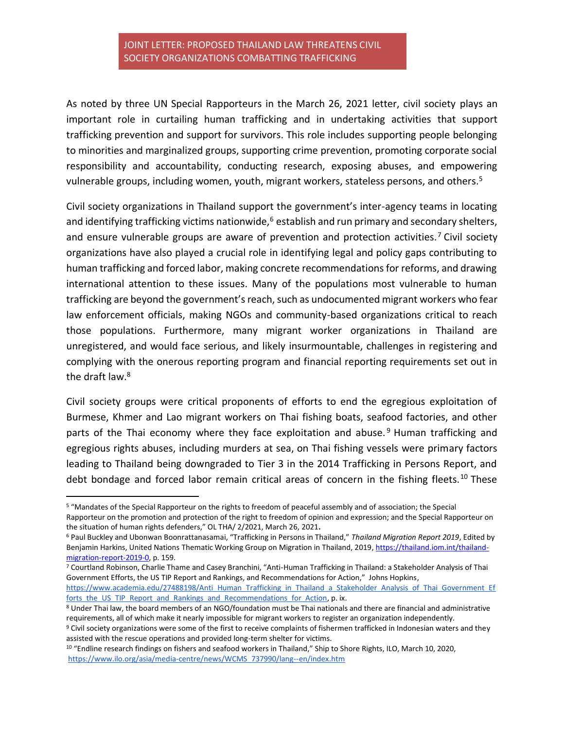JOINT LETTER: PROPOSED THAILAND LAW THREATENS CIVIL SOCIETY ORGANIZATIONS COMBATTING TRAFFICKING

As noted by three UN Special Rapporteurs in the March 26, 2021 letter, civil society plays an important role in curtailing human trafficking and in undertaking activities that support trafficking prevention and support for survivors. This role includes supporting people belonging to minorities and marginalized groups, supporting crime prevention, promoting corporate social responsibility and accountability, conducting research, exposing abuses, and empowering vulnerable groups, including women, youth, migrant workers, stateless persons, and others.[5]

Civil society organizations in Thailand support the government's inter-agency teams in locating and identifying trafficking victims nationwide,[6] establish and run primary and secondary shelters, and ensure vulnerable groups are aware of prevention and protection activities.[7] Civil society organizations have also played a crucial role in identifying legal and policy gaps contributing to human trafficking and forced labor, making concrete recommendations for reforms, and drawing international attention to these issues. Many of the populations most vulnerable to human trafficking are beyond the government's reach, such as undocumented migrant workers who fear law enforcement officials, making NGOs and community-based organizations critical to reach those populations. Furthermore, many migrant worker organizations in Thailand are unregistered, and would face serious, and likely insurmountable, challenges in registering and complying with the onerous reporting program and financial reporting requirements set out in the draft law.[8]

Civil society groups were critical proponents of efforts to end the egregious exploitation of Burmese, Khmer and Lao migrant workers on Thai fishing boats, seafood factories, and other parts of the Thai economy where they face exploitation and abuse.[9] Human trafficking and egregious rights abuses, including murders at sea, on Thai fishing vessels were primary factors leading to Thailand being downgraded to Tier 3 in the 2014 Trafficking in Persons Report, and debt bondage and forced labor remain critical areas of concern in the fishing fleets.[10] These

---

[5] "Mandates of the Special Rapporteur on the rights to freedom of peaceful assembly and of association; the Special Rapporteur on the promotion and protection of the right to freedom of opinion and expression; and the Special Rapporteur on the situation of human rights defenders," OL THA/ 2/2021, March 26, 2021.

[6] Paul Buckley and Ubonwan Boonrattanasamai, "Trafficking in Persons in Thailand," *Thailand Migration Report 2019*, Edited by Benjamin Harkins, United Nations Thematic Working Group on Migration in Thailand, 2019, https://thailand.iom.int/thailand-migration-report-2019-0, p. 159.

[7] Courtland Robinson, Charlie Thame and Casey Branchini, "Anti-Human Trafficking in Thailand: a Stakeholder Analysis of Thai Government Efforts, the US TIP Report and Rankings, and Recommendations for Action," Johns Hopkins, https://www.academia.edu/27488198/Anti_Human_Trafficking_in_Thailand_a_Stakeholder_Analysis_of_Thai_Government_Efforts_the_US_TIP_Report_and_Rankings_and_Recommendations_for_Action, p. ix.

[8] Under Thai law, the board members of an NGO/foundation must be Thai nationals and there are financial and administrative requirements, all of which make it nearly impossible for migrant workers to register an organization independently.

[9] Civil society organizations were some of the first to receive complaints of fishermen trafficked in Indonesian waters and they assisted with the rescue operations and provided long-term shelter for victims.

[10] "Endline research findings on fishers and seafood workers in Thailand," Ship to Shore Rights, ILO, March 10, 2020, https://www.ilo.org/asia/media-centre/news/WCMS_737990/lang--en/index.htm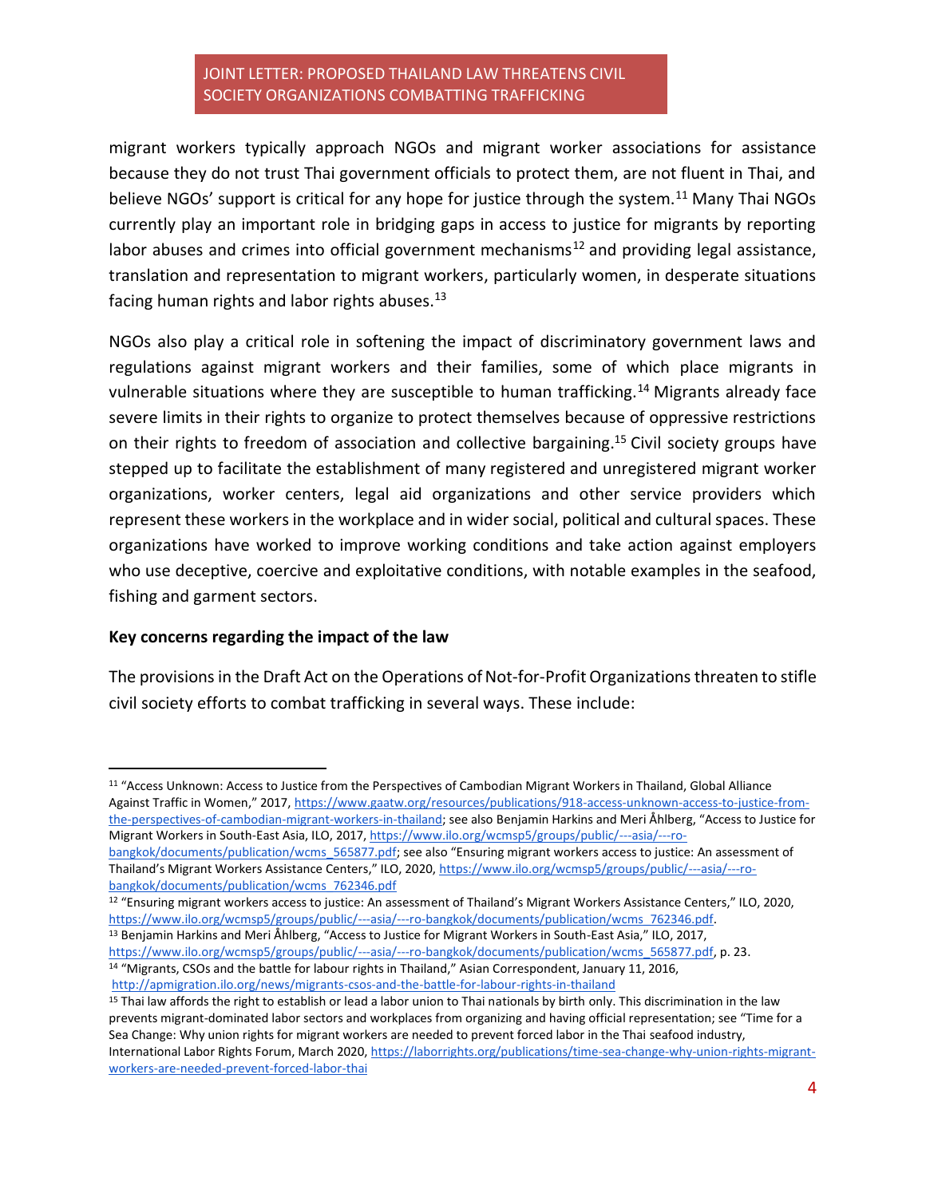migrant workers typically approach NGOs and migrant worker associations for assistance because they do not trust Thai government officials to protect them, are not fluent in Thai, and believe NGOs' support is critical for any hope for justice through the system.[11] Many Thai NGOs currently play an important role in bridging gaps in access to justice for migrants by reporting labor abuses and crimes into official government mechanisms[12] and providing legal assistance, translation and representation to migrant workers, particularly women, in desperate situations facing human rights and labor rights abuses.[13]

NGOs also play a critical role in softening the impact of discriminatory government laws and regulations against migrant workers and their families, some of which place migrants in vulnerable situations where they are susceptible to human trafficking.[14] Migrants already face severe limits in their rights to organize to protect themselves because of oppressive restrictions on their rights to freedom of association and collective bargaining.[15] Civil society groups have stepped up to facilitate the establishment of many registered and unregistered migrant worker organizations, worker centers, legal aid organizations and other service providers which represent these workers in the workplace and in wider social, political and cultural spaces. These organizations have worked to improve working conditions and take action against employers who use deceptive, coercive and exploitative conditions, with notable examples in the seafood, fishing and garment sectors.

**Key concerns regarding the impact of the law**

The provisions in the Draft Act on the Operations of Not-for-Profit Organizations threaten to stifle civil society efforts to combat trafficking in several ways. These include:

---

[11] "Access Unknown: Access to Justice from the Perspectives of Cambodian Migrant Workers in Thailand, Global Alliance Against Traffic in Women," 2017, https://www.gaatw.org/resources/publications/918-access-unknown-access-to-justice-from-the-perspectives-of-cambodian-migrant-workers-in-thailand; see also Benjamin Harkins and Meri Åhlberg, "Access to Justice for Migrant Workers in South-East Asia, ILO, 2017, https://www.ilo.org/wcmsp5/groups/public/---asia/---ro-bangkok/documents/publication/wcms_565877.pdf; see also "Ensuring migrant workers access to justice: An assessment of Thailand's Migrant Workers Assistance Centers," ILO, 2020, https://www.ilo.org/wcmsp5/groups/public/---asia/---ro-bangkok/documents/publication/wcms_762346.pdf

[12] "Ensuring migrant workers access to justice: An assessment of Thailand's Migrant Workers Assistance Centers," ILO, 2020, https://www.ilo.org/wcmsp5/groups/public/---asia/---ro-bangkok/documents/publication/wcms_762346.pdf.

[13] Benjamin Harkins and Meri Åhlberg, "Access to Justice for Migrant Workers in South-East Asia," ILO, 2017, https://www.ilo.org/wcmsp5/groups/public/---asia/---ro-bangkok/documents/publication/wcms_565877.pdf, p. 23.

[14] "Migrants, CSOs and the battle for labour rights in Thailand," Asian Correspondent, January 11, 2016, http://apmigration.ilo.org/news/migrants-csos-and-the-battle-for-labour-rights-in-thailand

[15] Thai law affords the right to establish or lead a labor union to Thai nationals by birth only. This discrimination in the law prevents migrant-dominated labor sectors and workplaces from organizing and having official representation; see "Time for a Sea Change: Why union rights for migrant workers are needed to prevent forced labor in the Thai seafood industry, International Labor Rights Forum, March 2020, https://laborrights.org/publications/time-sea-change-why-union-rights-migrant-workers-are-needed-prevent-forced-labor-thai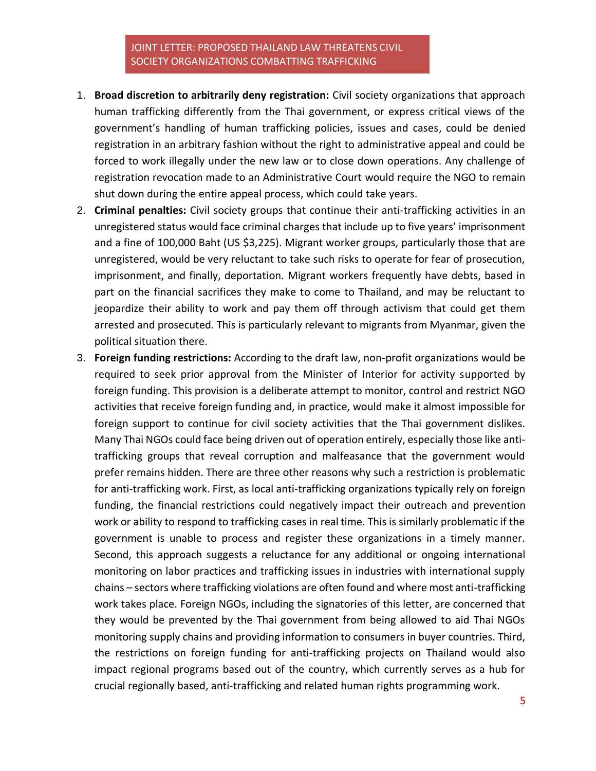1. **Broad discretion to arbitrarily deny registration:** Civil society organizations that approach human trafficking differently from the Thai government, or express critical views of the government's handling of human trafficking policies, issues and cases, could be denied registration in an arbitrary fashion without the right to administrative appeal and could be forced to work illegally under the new law or to close down operations. Any challenge of registration revocation made to an Administrative Court would require the NGO to remain shut down during the entire appeal process, which could take years.
2. **Criminal penalties:** Civil society groups that continue their anti-trafficking activities in an unregistered status would face criminal charges that include up to five years' imprisonment and a fine of 100,000 Baht (US $3,225). Migrant worker groups, particularly those that are unregistered, would be very reluctant to take such risks to operate for fear of prosecution, imprisonment, and finally, deportation. Migrant workers frequently have debts, based in part on the financial sacrifices they make to come to Thailand, and may be reluctant to jeopardize their ability to work and pay them off through activism that could get them arrested and prosecuted. This is particularly relevant to migrants from Myanmar, given the political situation there.
3. **Foreign funding restrictions:** According to the draft law, non-profit organizations would be required to seek prior approval from the Minister of Interior for activity supported by foreign funding. This provision is a deliberate attempt to monitor, control and restrict NGO activities that receive foreign funding and, in practice, would make it almost impossible for foreign support to continue for civil society activities that the Thai government dislikes. Many Thai NGOs could face being driven out of operation entirely, especially those like anti-trafficking groups that reveal corruption and malfeasance that the government would prefer remains hidden. There are three other reasons why such a restriction is problematic for anti-trafficking work. First, as local anti-trafficking organizations typically rely on foreign funding, the financial restrictions could negatively impact their outreach and prevention work or ability to respond to trafficking cases in real time. This is similarly problematic if the government is unable to process and register these organizations in a timely manner. Second, this approach suggests a reluctance for any additional or ongoing international monitoring on labor practices and trafficking issues in industries with international supply chains – sectors where trafficking violations are often found and where most anti-trafficking work takes place. Foreign NGOs, including the signatories of this letter, are concerned that they would be prevented by the Thai government from being allowed to aid Thai NGOs monitoring supply chains and providing information to consumers in buyer countries. Third, the restrictions on foreign funding for anti-trafficking projects on Thailand would also impact regional programs based out of the country, which currently serves as a hub for crucial regionally based, anti-trafficking and related human rights programming work.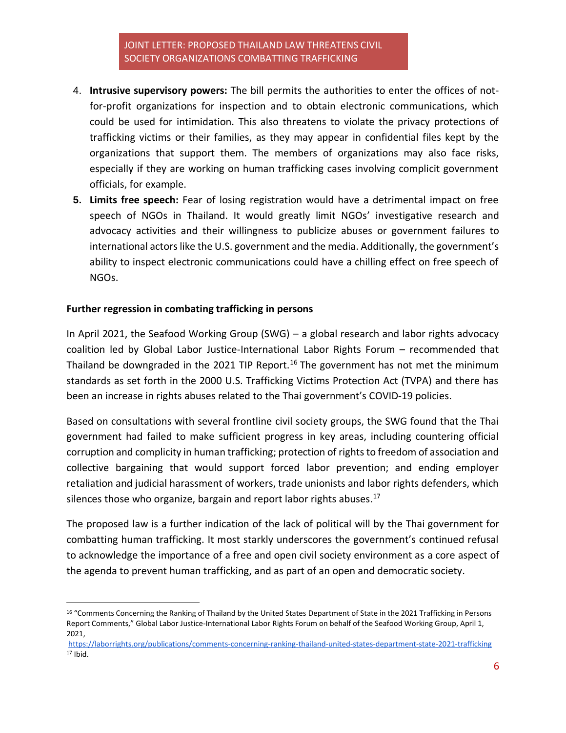4. **Intrusive supervisory powers:** The bill permits the authorities to enter the offices of not-for-profit organizations for inspection and to obtain electronic communications, which could be used for intimidation. This also threatens to violate the privacy protections of trafficking victims or their families, as they may appear in confidential files kept by the organizations that support them. The members of organizations may also face risks, especially if they are working on human trafficking cases involving complicit government officials, for example.
5. **Limits free speech:** Fear of losing registration would have a detrimental impact on free speech of NGOs in Thailand. It would greatly limit NGOs' investigative research and advocacy activities and their willingness to publicize abuses or government failures to international actors like the U.S. government and the media. Additionally, the government's ability to inspect electronic communications could have a chilling effect on free speech of NGOs.

**Further regression in combating trafficking in persons**

In April 2021, the Seafood Working Group (SWG) – a global research and labor rights advocacy coalition led by Global Labor Justice-International Labor Rights Forum – recommended that Thailand be downgraded in the 2021 TIP Report.[16] The government has not met the minimum standards as set forth in the 2000 U.S. Trafficking Victims Protection Act (TVPA) and there has been an increase in rights abuses related to the Thai government's COVID-19 policies.

Based on consultations with several frontline civil society groups, the SWG found that the Thai government had failed to make sufficient progress in key areas, including countering official corruption and complicity in human trafficking; protection of rights to freedom of association and collective bargaining that would support forced labor prevention; and ending employer retaliation and judicial harassment of workers, trade unionists and labor rights defenders, which silences those who organize, bargain and report labor rights abuses.[17]

The proposed law is a further indication of the lack of political will by the Thai government for combatting human trafficking. It most starkly underscores the government's continued refusal to acknowledge the importance of a free and open civil society environment as a core aspect of the agenda to prevent human trafficking, and as part of an open and democratic society.

---

[16] "Comments Concerning the Ranking of Thailand by the United States Department of State in the 2021 Trafficking in Persons Report Comments," Global Labor Justice-International Labor Rights Forum on behalf of the Seafood Working Group, April 1, 2021, https://laborrights.org/publications/comments-concerning-ranking-thailand-united-states-department-state-2021-trafficking

[17] Ibid.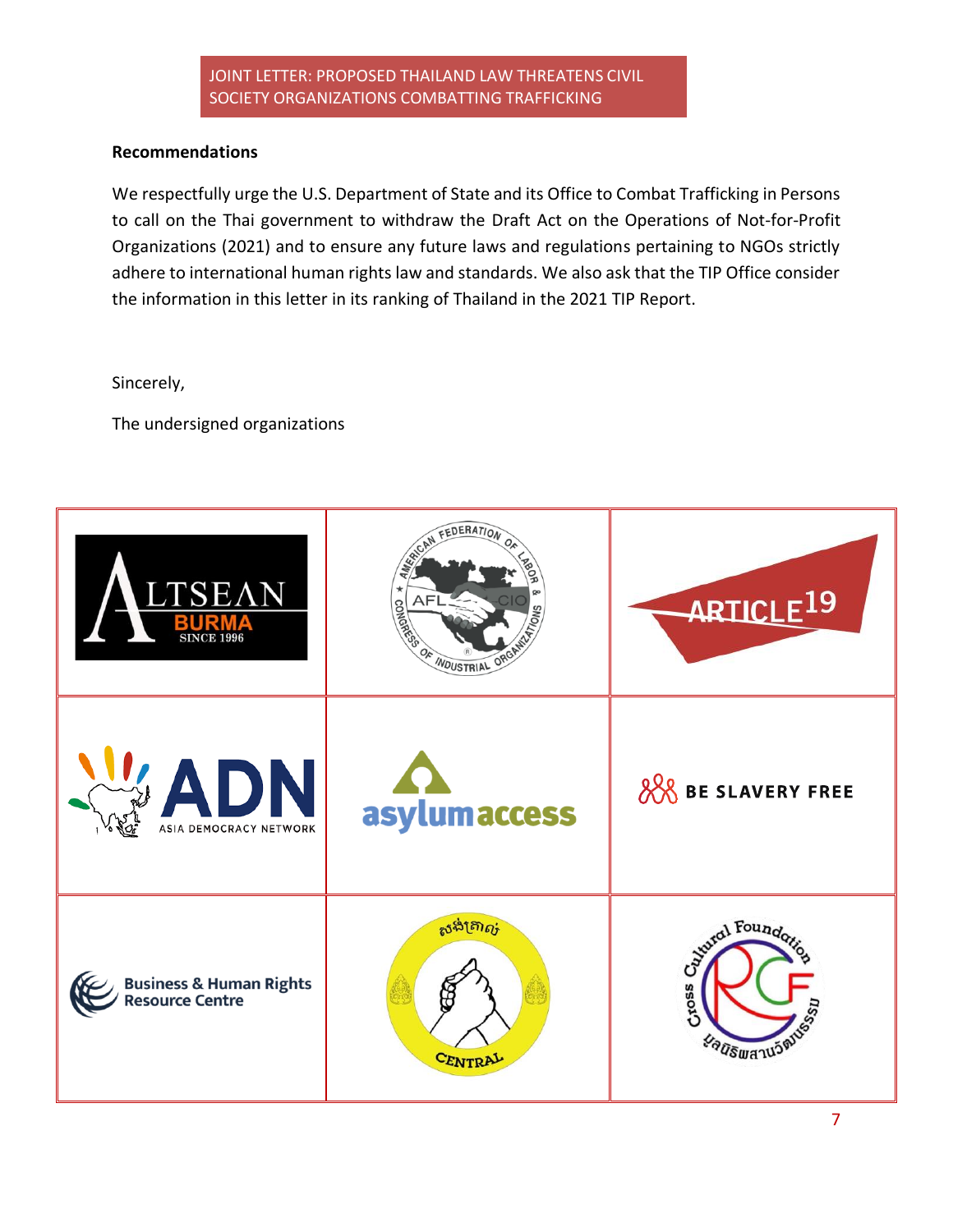**Recommendations**

We respectfully urge the U.S. Department of State and its Office to Combat Trafficking in Persons to call on the Thai government to withdraw the Draft Act on the Operations of Not-for-Profit Organizations (2021) and to ensure any future laws and regulations pertaining to NGOs strictly adhere to international human rights law and standards. We also ask that the TIP Office consider the information in this letter in its ranking of Thailand in the 2021 TIP Report.

Sincerely,

The undersigned organizations

| | | |
|---|---|---|
| ALTSEAN BURMA SINCE 1996 | AMERICAN FEDERATION OF LABOR & CONGRESS OF INDUSTRIAL ORGANIZATIONS (AFL-CIO) | ARTICLE 19 |
| ADN ASIA DEMOCRACY NETWORK | asylum access | BE SLAVERY FREE |
| Business & Human Rights Resource Centre | សង់ត្រាល់ CENTRAL | Cross Cultural Foundation มูลนิธิผสานวัฒนธรรม |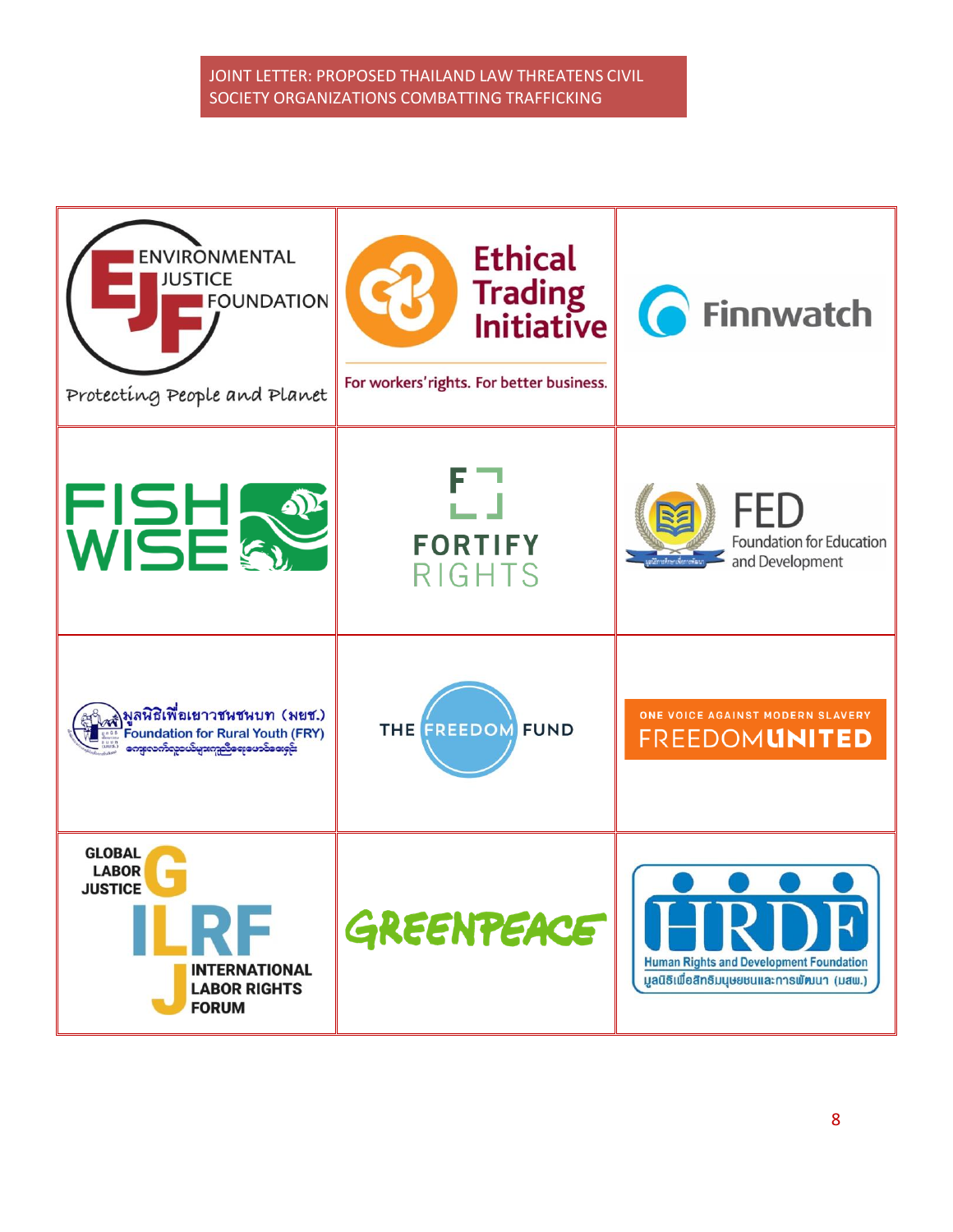| | | |
|---|---|---|
| ENVIRONMENTAL JUSTICE FOUNDATION<br>Protecting People and Planet | Ethical Trading Initiative<br>For workers' rights. For better business. | Finnwatch |
| FISH WISE | FORTIFY RIGHTS | FED<br>Foundation for Education and Development |
| มูลนิธิเพื่อเยาวชนชนบท (มยช.)<br>Foundation for Rural Youth (FRY) | THE FREEDOM FUND | ONE VOICE AGAINST MODERN SLAVERY<br>FREEDOMUNITED |
| GLOBAL LABOR JUSTICE<br>INTERNATIONAL LABOR RIGHTS FORUM | GREENPEACE | HRDF<br>Human Rights and Development Foundation<br>มูลนิธิเพื่อสิทธิมนุษยชนและการพัฒนา (มสพ.) |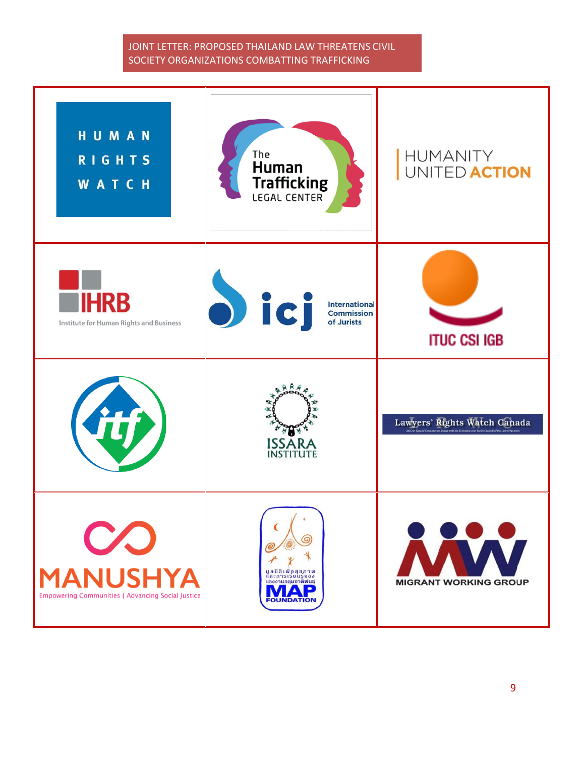JOINT LETTER: PROPOSED THAILAND LAW THREATENS CIVIL SOCIETY ORGANIZATIONS COMBATTING TRAFFICKING

| | | |
|---|---|---|
| HUMAN RIGHTS WATCH | The Human Trafficking LEGAL CENTER | HUMANITY UNITED ACTION |
| IHRB Institute for Human Rights and Business | icj International Commission of Jurists | ITUC CSI IGB |
| itf | ISSARA INSTITUTE | Lawyers' Rights Watch Canada |
| MANUSHYA Empowering Communities \| Advancing Social Justice | มูลนิธิเพื่อสุขภาพและการเรียนรู้ของแรงงานกลุ่มชาติพันธุ์ MAP FOUNDATION | MIGRANT WORKING GROUP |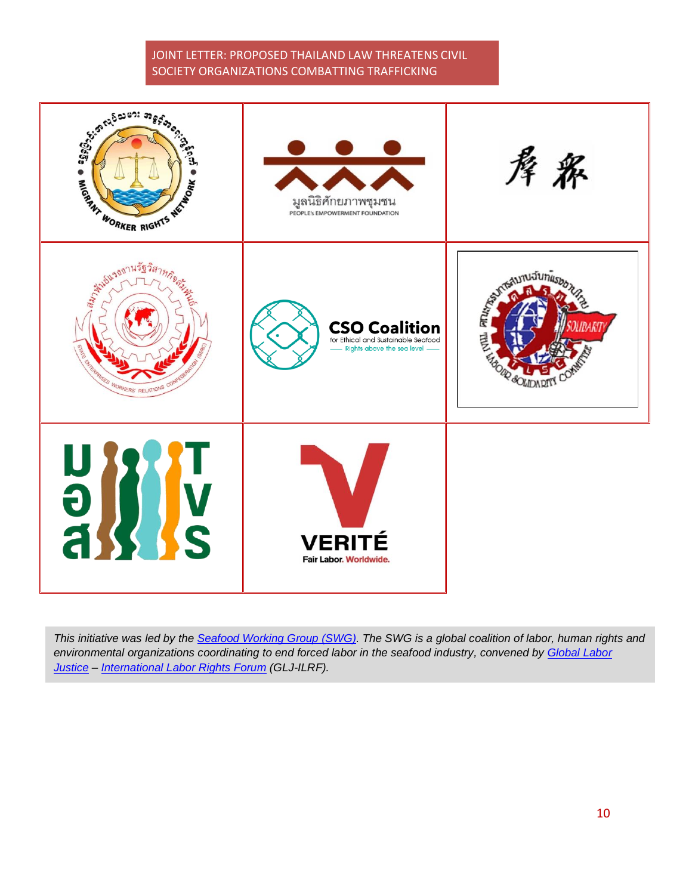JOINT LETTER: PROPOSED THAILAND LAW THREATENS CIVIL SOCIETY ORGANIZATIONS COMBATTING TRAFFICKING

*This initiative was led by the Seafood Working Group (SWG). The SWG is a global coalition of labor, human rights and environmental organizations coordinating to end forced labor in the seafood industry, convened by Global Labor Justice – International Labor Rights Forum (GLJ-ILRF).*